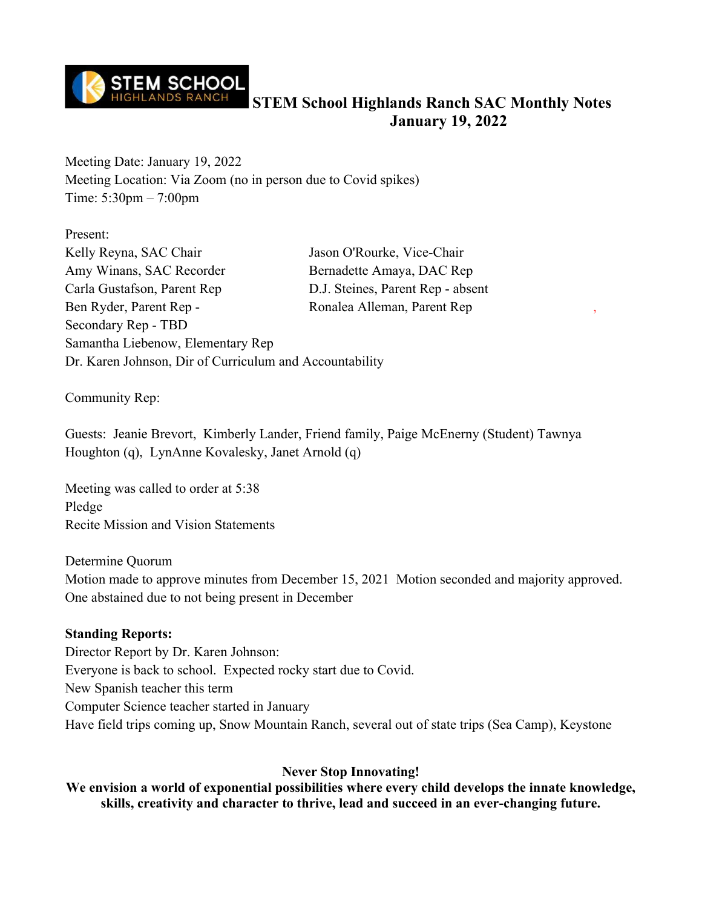# STEM School Highlands Ranch SAC Monthly Notes
## January 19, 2022

Meeting Date: January 19, 2022
Meeting Location: Via Zoom (no in person due to Covid spikes)
Time: 5:30pm – 7:00pm

Present:

Kelly Reyna, SAC Chair
Jason O'Rourke, Vice-Chair
Amy Winans, SAC Recorder
Bernadette Amaya, DAC Rep
Carla Gustafson, Parent Rep
D.J. Steines, Parent Rep - absent
Ben Ryder, Parent Rep -
Ronalea Alleman, Parent Rep
Secondary Rep - TBD
Samantha Liebenow, Elementary Rep
Dr. Karen Johnson, Dir of Curriculum and Accountability

Community Rep:

Guests: Jeanie Brevort, Kimberly Lander, Friend family, Paige McEnerny (Student) Tawnya Houghton (q), LynAnne Kovalesky, Janet Arnold (q)

Meeting was called to order at 5:38
Pledge
Recite Mission and Vision Statements

Determine Quorum
Motion made to approve minutes from December 15, 2021 Motion seconded and majority approved. One abstained due to not being present in December

**Standing Reports:**

Director Report by Dr. Karen Johnson:
Everyone is back to school. Expected rocky start due to Covid.
New Spanish teacher this term
Computer Science teacher started in January
Have field trips coming up, Snow Mountain Ranch, several out of state trips (Sea Camp), Keystone

**Never Stop Innovating!**
**We envision a world of exponential possibilities where every child develops the innate knowledge, skills, creativity and character to thrive, lead and succeed in an ever-changing future.**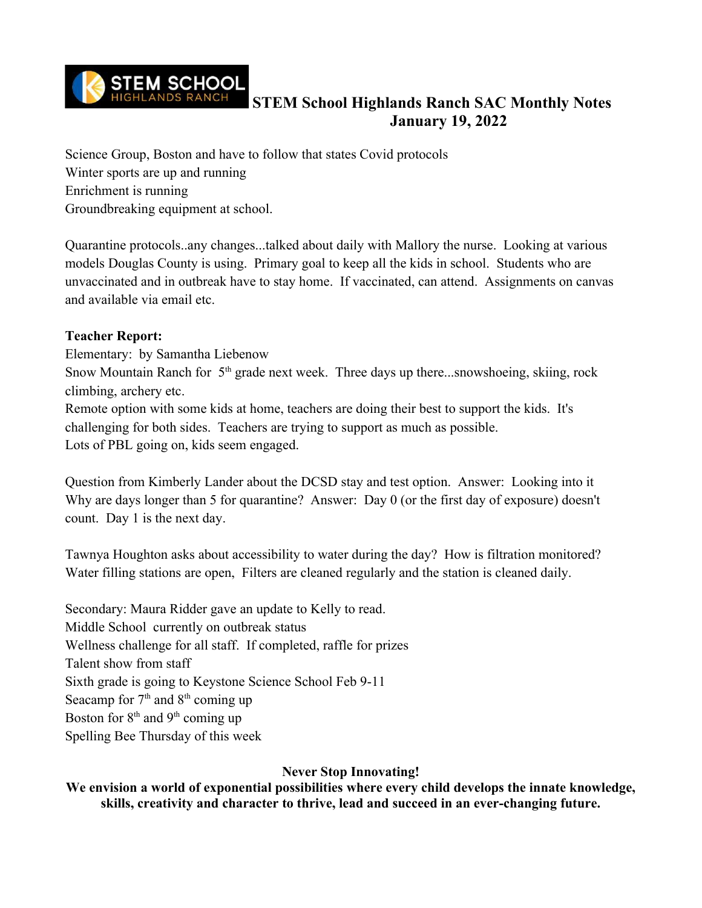**STEM School Highlands Ranch SAC Monthly Notes**
**January 19, 2022**

Science Group, Boston and have to follow that states Covid protocols
Winter sports are up and running
Enrichment is running
Groundbreaking equipment at school.

Quarantine protocols..any changes...talked about daily with Mallory the nurse. Looking at various models Douglas County is using. Primary goal to keep all the kids in school. Students who are unvaccinated and in outbreak have to stay home. If vaccinated, can attend. Assignments on canvas and available via email etc.

**Teacher Report:**
Elementary: by Samantha Liebenow
Snow Mountain Ranch for 5th grade next week. Three days up there...snowshoeing, skiing, rock climbing, archery etc.
Remote option with some kids at home, teachers are doing their best to support the kids. It's challenging for both sides. Teachers are trying to support as much as possible.
Lots of PBL going on, kids seem engaged.

Question from Kimberly Lander about the DCSD stay and test option. Answer: Looking into it
Why are days longer than 5 for quarantine? Answer: Day 0 (or the first day of exposure) doesn't count. Day 1 is the next day.

Tawnya Houghton asks about accessibility to water during the day? How is filtration monitored? Water filling stations are open, Filters are cleaned regularly and the station is cleaned daily.

Secondary: Maura Ridder gave an update to Kelly to read.
Middle School currently on outbreak status
Wellness challenge for all staff. If completed, raffle for prizes
Talent show from staff
Sixth grade is going to Keystone Science School Feb 9-11
Seacamp for 7th and 8th coming up
Boston for 8th and 9th coming up
Spelling Bee Thursday of this week

**Never Stop Innovating!**
**We envision a world of exponential possibilities where every child develops the innate knowledge, skills, creativity and character to thrive, lead and succeed in an ever-changing future.**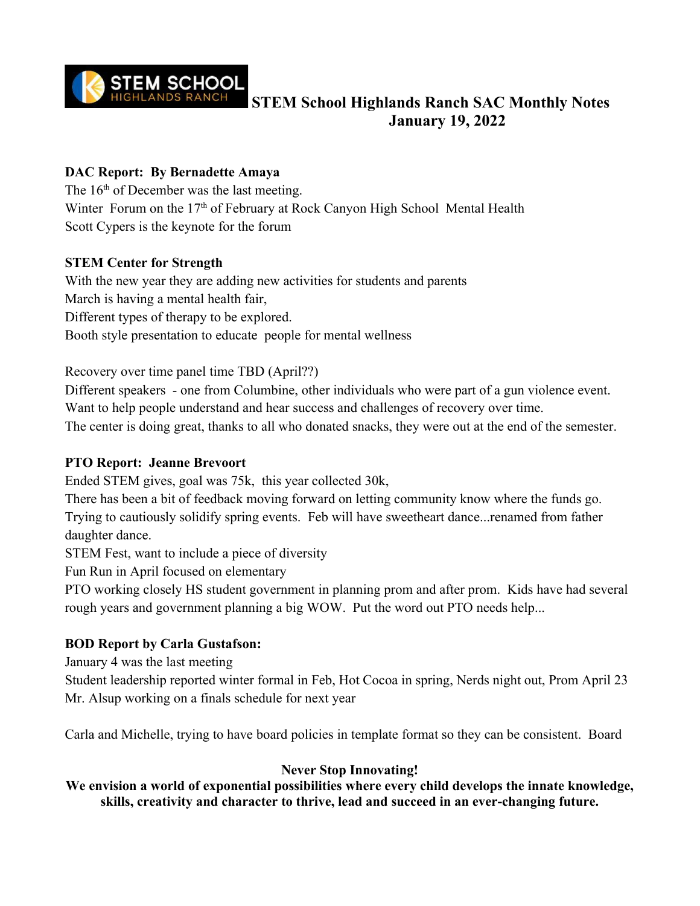**STEM School Highlands Ranch SAC Monthly Notes**
**January 19, 2022**

**DAC Report: By Bernadette Amaya**

The 16th of December was the last meeting.
Winter Forum on the 17th of February at Rock Canyon High School Mental Health
Scott Cypers is the keynote for the forum

**STEM Center for Strength**

With the new year they are adding new activities for students and parents
March is having a mental health fair,
Different types of therapy to be explored.
Booth style presentation to educate people for mental wellness

Recovery over time panel time TBD (April??)
Different speakers - one from Columbine, other individuals who were part of a gun violence event.
Want to help people understand and hear success and challenges of recovery over time.
The center is doing great, thanks to all who donated snacks, they were out at the end of the semester.

**PTO Report: Jeanne Brevoort**

Ended STEM gives, goal was 75k, this year collected 30k,
There has been a bit of feedback moving forward on letting community know where the funds go.
Trying to cautiously solidify spring events. Feb will have sweetheart dance...renamed from father daughter dance.
STEM Fest, want to include a piece of diversity
Fun Run in April focused on elementary
PTO working closely HS student government in planning prom and after prom. Kids have had several rough years and government planning a big WOW. Put the word out PTO needs help...

**BOD Report by Carla Gustafson:**

January 4 was the last meeting
Student leadership reported winter formal in Feb, Hot Cocoa in spring, Nerds night out, Prom April 23
Mr. Alsup working on a finals schedule for next year

Carla and Michelle, trying to have board policies in template format so they can be consistent. Board

**Never Stop Innovating!**
**We envision a world of exponential possibilities where every child develops the innate knowledge, skills, creativity and character to thrive, lead and succeed in an ever-changing future.**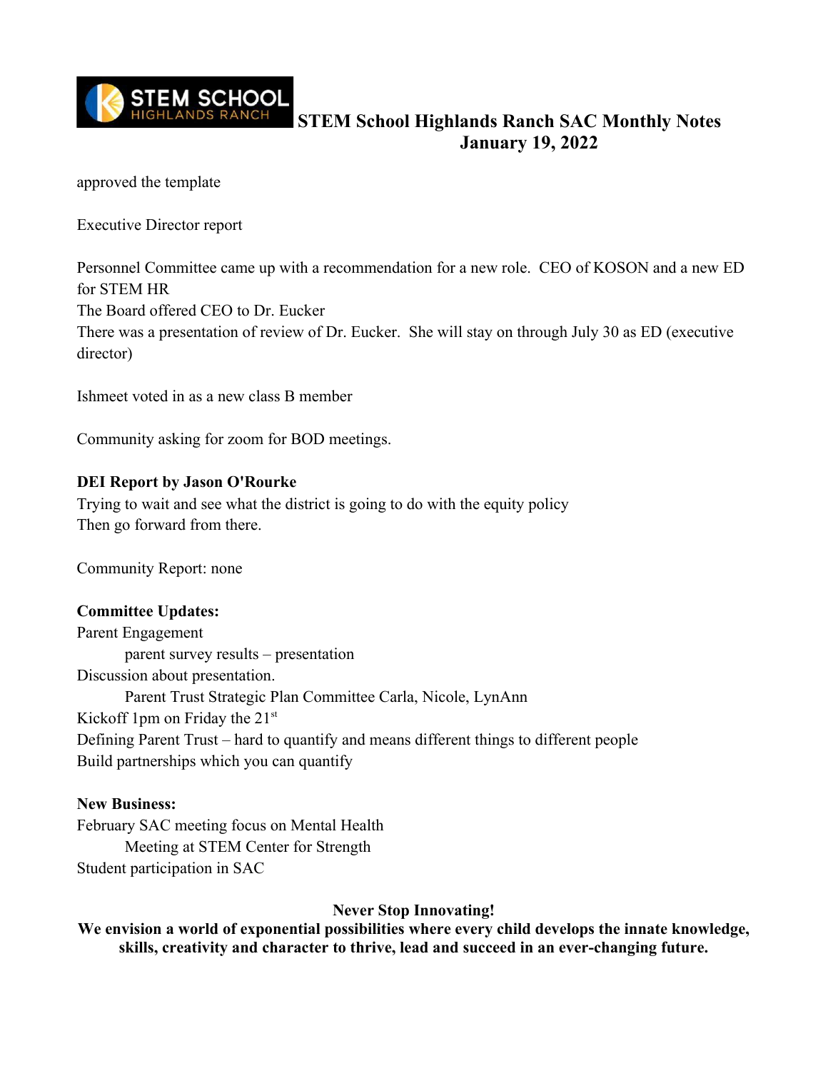# STEM School Highlands Ranch SAC Monthly Notes
## January 19, 2022

approved the template

Executive Director report

Personnel Committee came up with a recommendation for a new role. CEO of KOSON and a new ED for STEM HR
The Board offered CEO to Dr. Eucker
There was a presentation of review of Dr. Eucker. She will stay on through July 30 as ED (executive director)

Ishmeet voted in as a new class B member

Community asking for zoom for BOD meetings.

**DEI Report by Jason O'Rourke**
Trying to wait and see what the district is going to do with the equity policy
Then go forward from there.

Community Report: none

**Committee Updates:**
Parent Engagement
    parent survey results – presentation
Discussion about presentation.
    Parent Trust Strategic Plan Committee Carla, Nicole, LynAnn
Kickoff 1pm on Friday the 21st
Defining Parent Trust – hard to quantify and means different things to different people
Build partnerships which you can quantify

**New Business:**
February SAC meeting focus on Mental Health
    Meeting at STEM Center for Strength
Student participation in SAC

**Never Stop Innovating!**
**We envision a world of exponential possibilities where every child develops the innate knowledge, skills, creativity and character to thrive, lead and succeed in an ever-changing future.**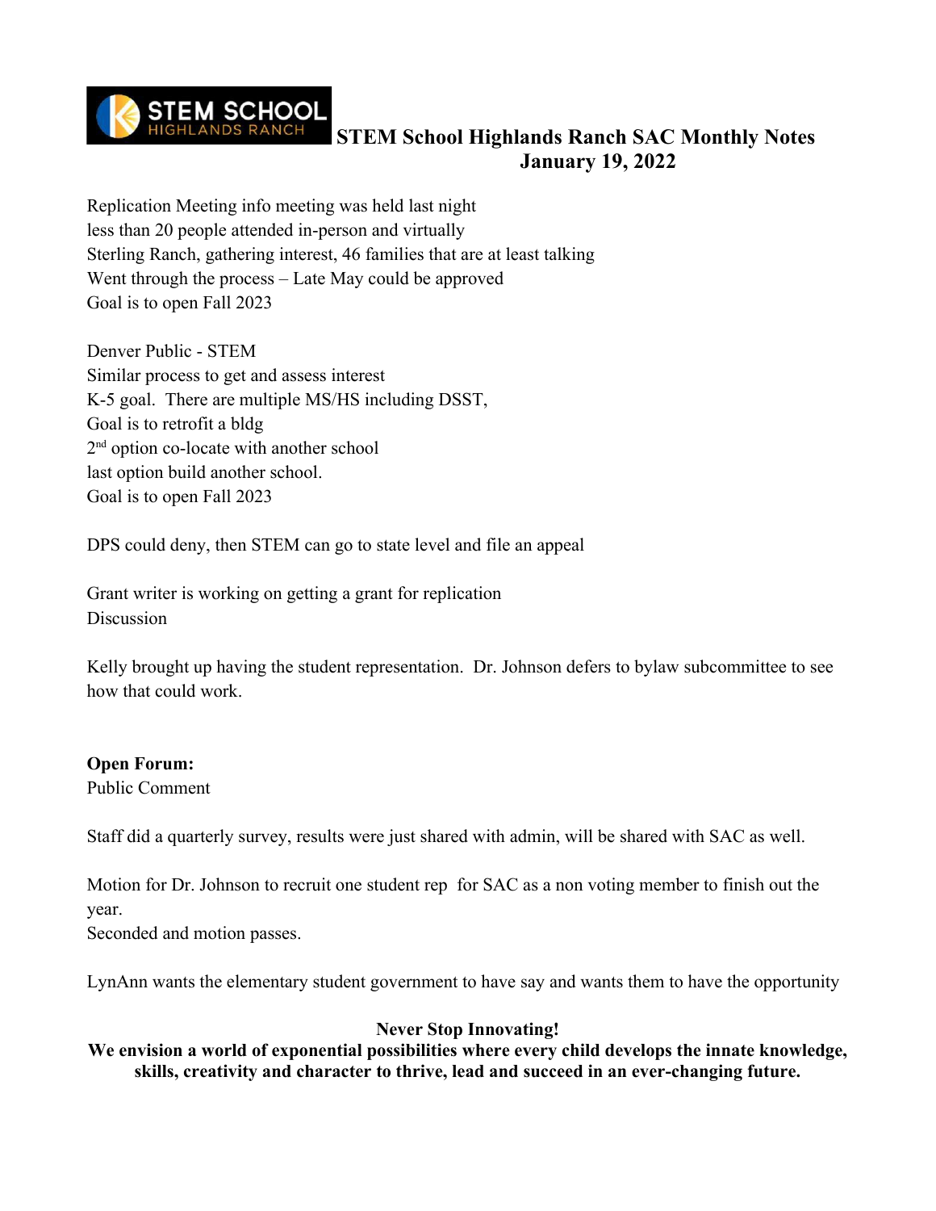# STEM School Highlands Ranch SAC Monthly Notes
## January 19, 2022

Replication Meeting info meeting was held last night
less than 20 people attended in-person and virtually
Sterling Ranch, gathering interest, 46 families that are at least talking
Went through the process – Late May could be approved
Goal is to open Fall 2023

Denver Public - STEM
Similar process to get and assess interest
K-5 goal. There are multiple MS/HS including DSST,
Goal is to retrofit a bldg
2nd option co-locate with another school
last option build another school.
Goal is to open Fall 2023

DPS could deny, then STEM can go to state level and file an appeal

Grant writer is working on getting a grant for replication
Discussion

Kelly brought up having the student representation. Dr. Johnson defers to bylaw subcommittee to see how that could work.

**Open Forum:**
Public Comment

Staff did a quarterly survey, results were just shared with admin, will be shared with SAC as well.

Motion for Dr. Johnson to recruit one student rep for SAC as a non voting member to finish out the year.
Seconded and motion passes.

LynAnn wants the elementary student government to have say and wants them to have the opportunity

**Never Stop Innovating!**
**We envision a world of exponential possibilities where every child develops the innate knowledge, skills, creativity and character to thrive, lead and succeed in an ever-changing future.**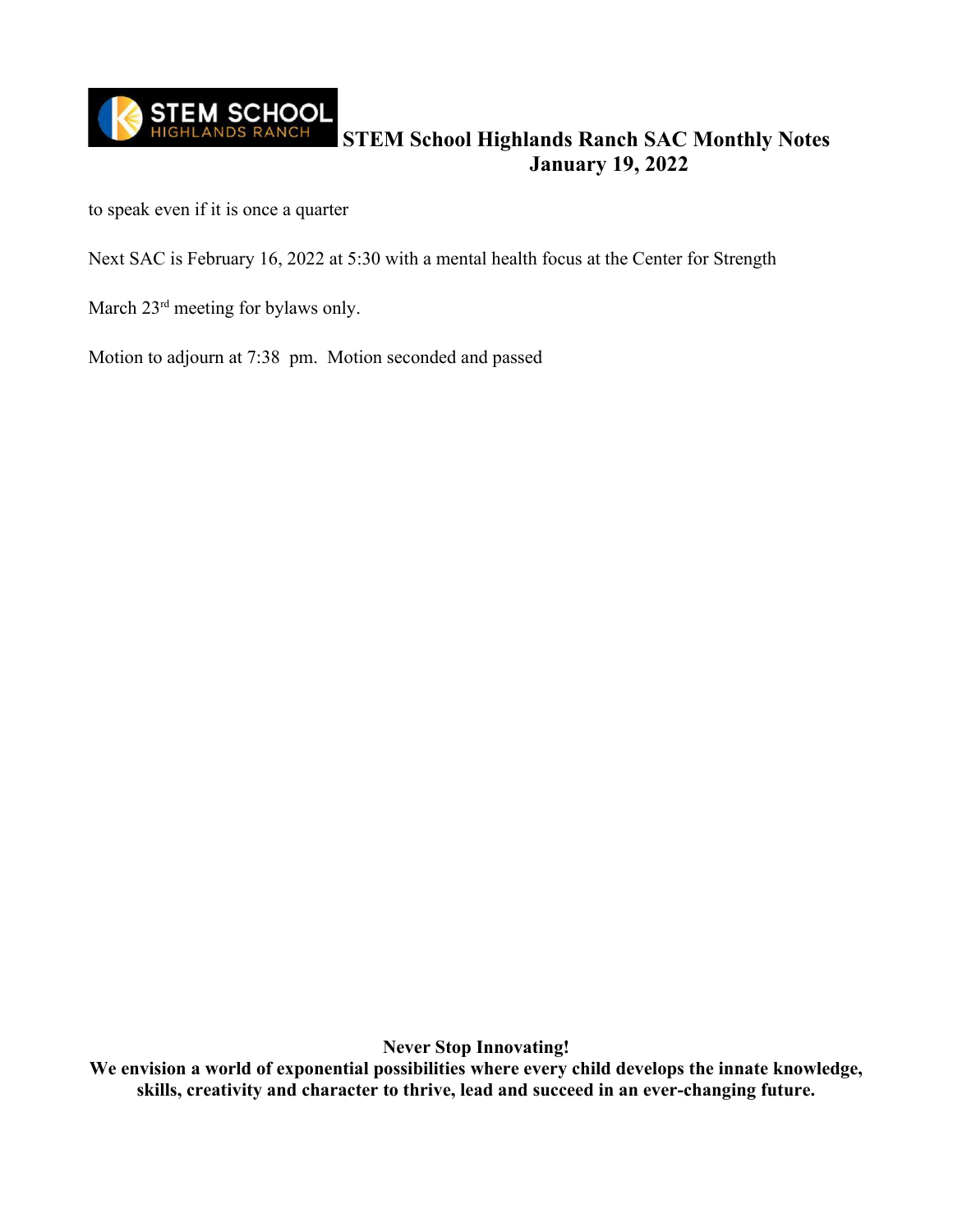to speak even if it is once a quarter

Next SAC is February 16, 2022 at 5:30 with a mental health focus at the Center for Strength

March 23rd meeting for bylaws only.

Motion to adjourn at 7:38 pm. Motion seconded and passed